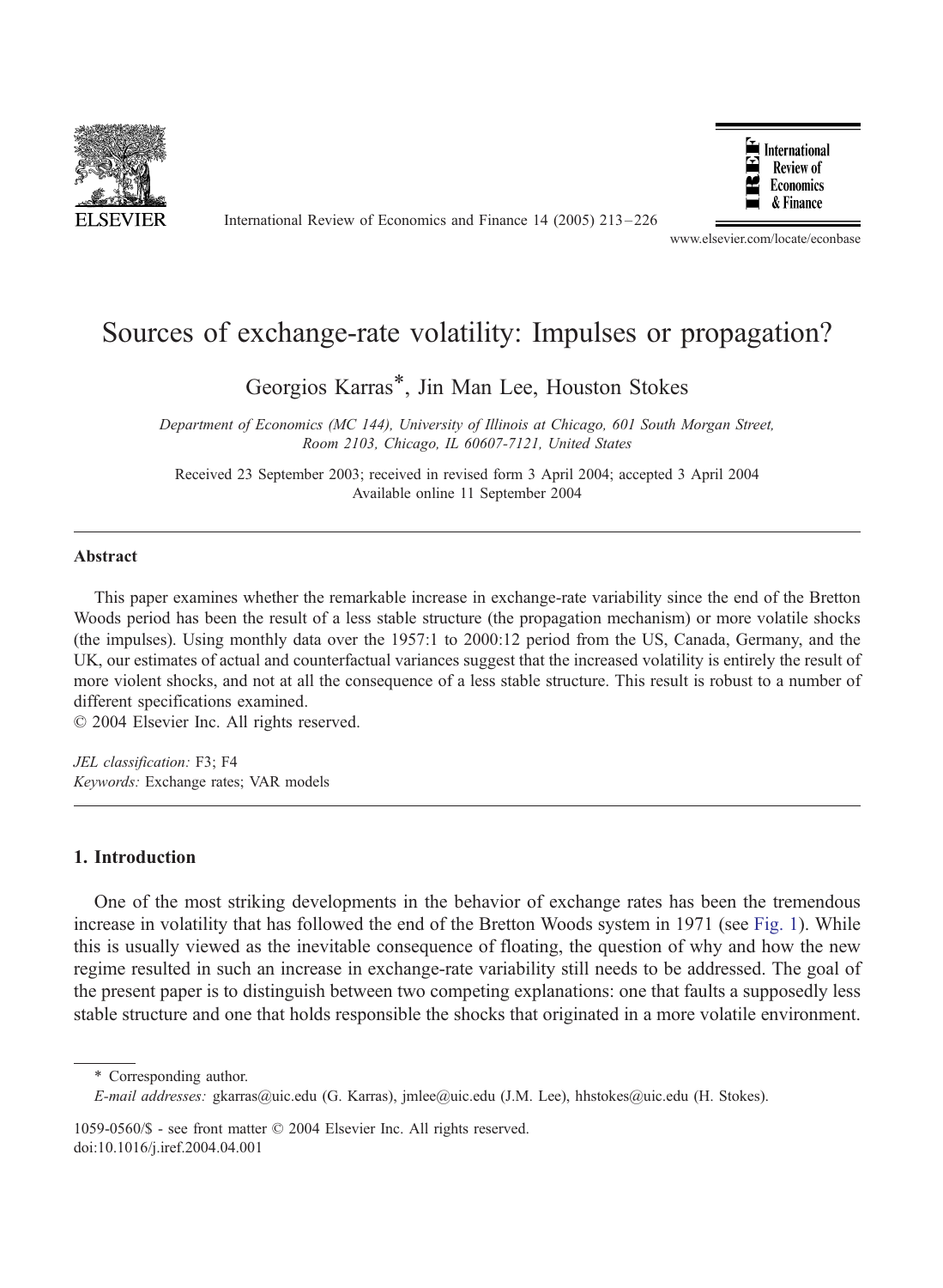# Sources of exchange-rate volatility: Impulses or propagation?

Georgios Karras*, Jin Man Lee, Houston Stokes

*Department of Economics (MC 144), University of Illinois at Chicago, 601 South Morgan Street, Room 2103, Chicago, IL 60607-7121, United States*

Received 23 September 2003; received in revised form 3 April 2004; accepted 3 April 2004
Available online 11 September 2004

---

### Abstract

This paper examines whether the remarkable increase in exchange-rate variability since the end of the Bretton Woods period has been the result of a less stable structure (the propagation mechanism) or more volatile shocks (the impulses). Using monthly data over the 1957:1 to 2000:12 period from the US, Canada, Germany, and the UK, our estimates of actual and counterfactual variances suggest that the increased volatility is entirely the result of more violent shocks, and not at all the consequence of a less stable structure. This result is robust to a number of different specifications examined.
© 2004 Elsevier Inc. All rights reserved.

*JEL classification:* F3; F4
*Keywords:* Exchange rates; VAR models

---

## 1. Introduction

One of the most striking developments in the behavior of exchange rates has been the tremendous increase in volatility that has followed the end of the Bretton Woods system in 1971 (see Fig. 1). While this is usually viewed as the inevitable consequence of floating, the question of why and how the new regime resulted in such an increase in exchange-rate variability still needs to be addressed. The goal of the present paper is to distinguish between two competing explanations: one that faults a supposedly less stable structure and one that holds responsible the shocks that originated in a more volatile environment.

---

* Corresponding author.
*E-mail addresses:* gkarras@uic.edu (G. Karras), jmlee@uic.edu (J.M. Lee), hhstokes@uic.edu (H. Stokes).

1059-0560/$ - see front matter © 2004 Elsevier Inc. All rights reserved.
doi:10.1016/j.iref.2004.04.001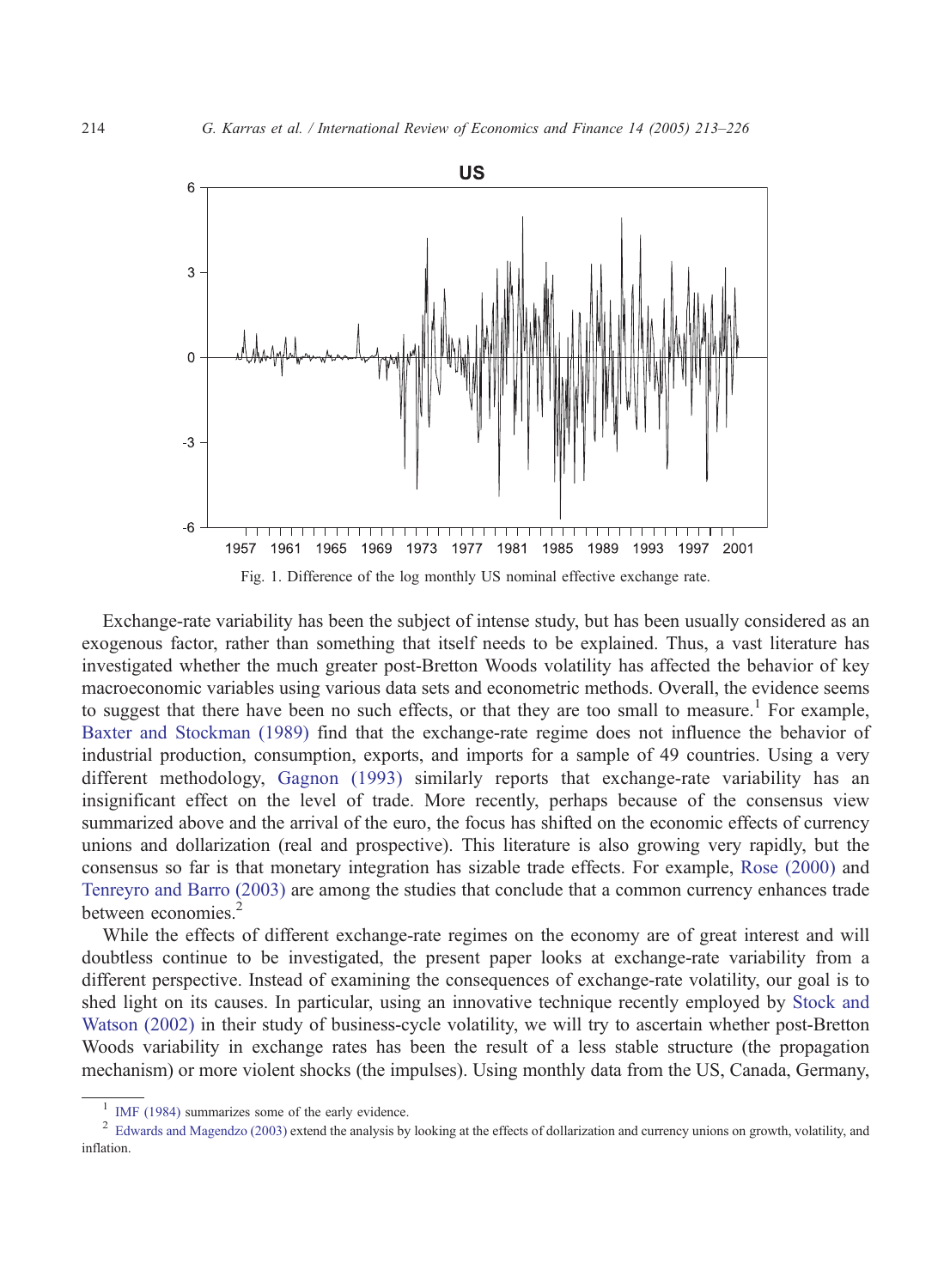Fig. 1. Difference of the log monthly US nominal effective exchange rate.

Exchange-rate variability has been the subject of intense study, but has been usually considered as an exogenous factor, rather than something that itself needs to be explained. Thus, a vast literature has investigated whether the much greater post-Bretton Woods volatility has affected the behavior of key macroeconomic variables using various data sets and econometric methods. Overall, the evidence seems to suggest that there have been no such effects, or that they are too small to measure.[1] For example, Baxter and Stockman (1989) find that the exchange-rate regime does not influence the behavior of industrial production, consumption, exports, and imports for a sample of 49 countries. Using a very different methodology, Gagnon (1993) similarly reports that exchange-rate variability has an insignificant effect on the level of trade. More recently, perhaps because of the consensus view summarized above and the arrival of the euro, the focus has shifted on the economic effects of currency unions and dollarization (real and prospective). This literature is also growing very rapidly, but the consensus so far is that monetary integration has sizable trade effects. For example, Rose (2000) and Tenreyro and Barro (2003) are among the studies that conclude that a common currency enhances trade between economies.[2]

While the effects of different exchange-rate regimes on the economy are of great interest and will doubtless continue to be investigated, the present paper looks at exchange-rate variability from a different perspective. Instead of examining the consequences of exchange-rate volatility, our goal is to shed light on its causes. In particular, using an innovative technique recently employed by Stock and Watson (2002) in their study of business-cycle volatility, we will try to ascertain whether post-Bretton Woods variability in exchange rates has been the result of a less stable structure (the propagation mechanism) or more violent shocks (the impulses). Using monthly data from the US, Canada, Germany,

[1] IMF (1984) summarizes some of the early evidence.

[2] Edwards and Magendzo (2003) extend the analysis by looking at the effects of dollarization and currency unions on growth, volatility, and inflation.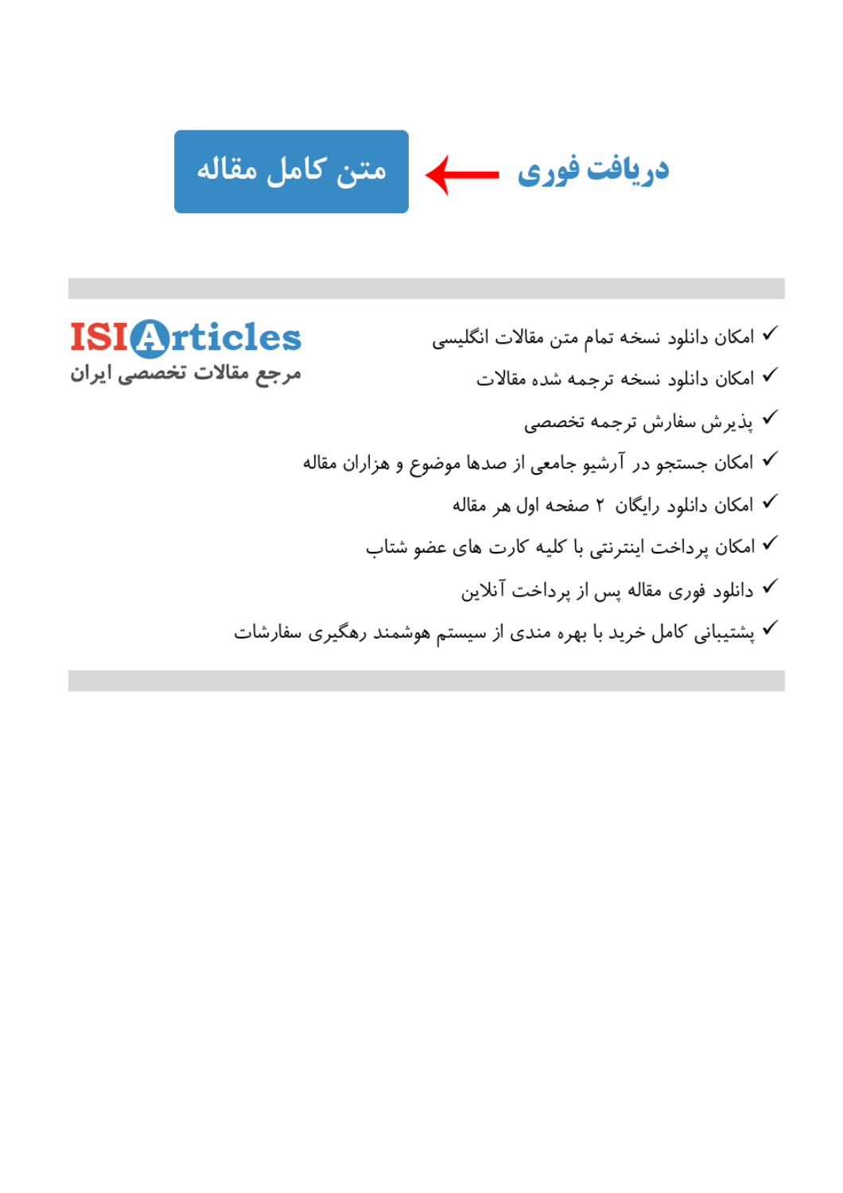دریافت فوری ← **متن کامل مقاله**

**ISIArticles**
مرجع مقالات تخصصی ایران

- ✓ امکان دانلود نسخه تمام متن مقالات انگلیسی
- ✓ امکان دانلود نسخه ترجمه شده مقالات
- ✓ پذیرش سفارش ترجمه تخصصی
- ✓ امکان جستجو در آرشیو جامعی از صدها موضوع و هزاران مقاله
- ✓ امکان دانلود رایگان ۲ صفحه اول هر مقاله
- ✓ امکان پرداخت اینترنتی با کلیه کارت های عضو شتاب
- ✓ دانلود فوری مقاله پس از پرداخت آنلاین
- ✓ پشتیبانی کامل خرید با بهره مندی از سیستم هوشمند رهگیری سفارشات